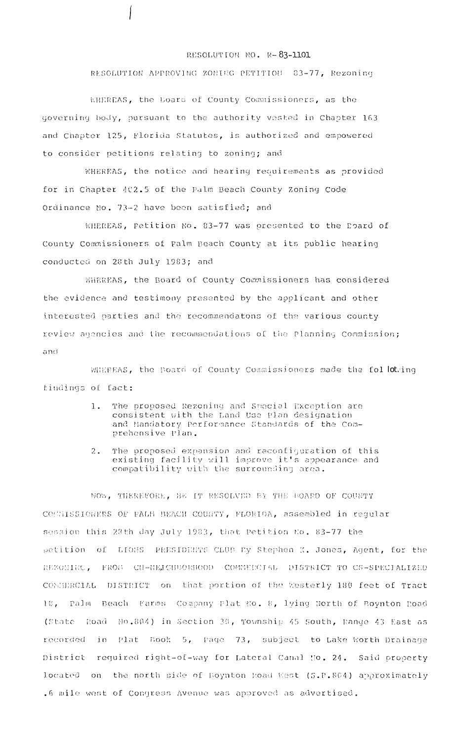# RESOLUTION NO. R-83-1101

## RESOLUTION APPROVING ZONING PETITION 83-77, Rezoning

WHEREAS, the Board of County Commissioners, as the governing body, pursuant to the authority vested in Chapter 163 and Chapter 125, Florida Statutes, is authorized and empowered to consider petitions relating to zoning; and

WHEREAS, the notice and hearing requirements as provided for in Chapter 402.5 of the Palm Beach County Zoning Code Ordinance No. 73-2 have been satisfied; and

WHEREAS, Petition No. 83-77 was presented to the Board of County Commissioners of Palm Beach County at its public hearing conducted on 28th July 1983; and

WHEREAS, the Board of County Commissioners has considered the evidence and testimony presented by the applicant and other interested parties and the recommendatons of the various county review agencies and the recommendations of the Planning Commission; and

WHEREAS, the Board of County Commissioners made the following findings of fact:

1. The proposed Rezoning and Special Exception are consistent with the Land Use Plan designation and Mandatory Performance Standards of the Comprehensive Plan.
2. The proposed expansion and reconfiguration of this existing facility will improve it's appearance and compatibility with the surrounding area.

NOW, THEREFORE, BE IT RESOLVED BY THE BOARD OF COUNTY COMMISSIONERS OF PALM BEACH COUNTY, FLORIDA, assembled in regular session this 28th day July 1983, that Petition No. 83-77 the petition of LIONS PRESIDENTS CLUB By Stephen K. Jones, Agent, for the REZONING, FROM CN-NEIGHBORHOOD COMMERCIAL DISTRICT TO CS-SPECIALIZED COMMERCIAL DISTRICT on that portion of the Westerly 180 feet of Tract 19, Palm Beach Farms Company Plat No. 8, lying North of Boynton Road (State Road No.804) in Section 30, Township 45 South, Range 43 East as recorded in Plat Book 5, Page 73, subject to Lake Worth Drainage District required right-of-way for Lateral Canal No. 24. Said property located on the north side of Boynton Road West (S.R.804) approximately .6 mile west of Congress Avenue was approved as advertised.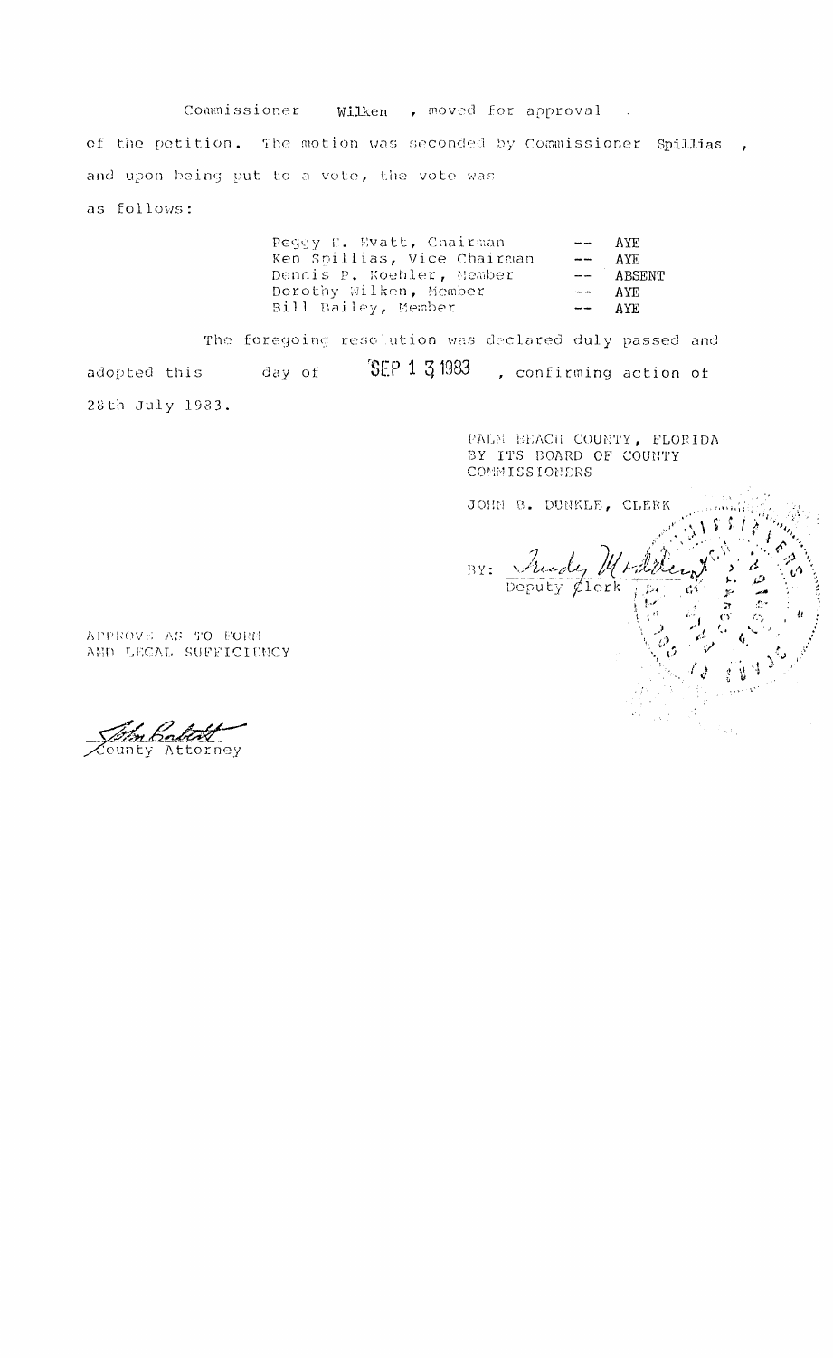Commissioner Wilken, moved for approval of the petition. The motion was seconded by Commissioner Spillias, and upon being put to a vote, the vote was as follows:

| | | |
|---|---|---|
| Peggy E. Evatt, Chairman | -- | AYE |
| Ken Spillias, Vice Chairman | -- | AYE |
| Dennis P. Koehler, Member | -- | ABSENT |
| Dorothy Wilken, Member | -- | AYE |
| Bill Bailey, Member | -- | AYE |

The foregoing resolution was declared duly passed and adopted this day of SEP 13 1983, confirming action of 28th July 1983.

PALM BEACH COUNTY, FLORIDA
BY ITS BOARD OF COUNTY
COMMISSIONERS

JOHN B. DUNKLE, CLERK

BY: *Trudy Middleton*
Deputy Clerk

APPROVE AS TO FORM
AND LEGAL SUFFICIENCY

*John Corbett*
County Attorney